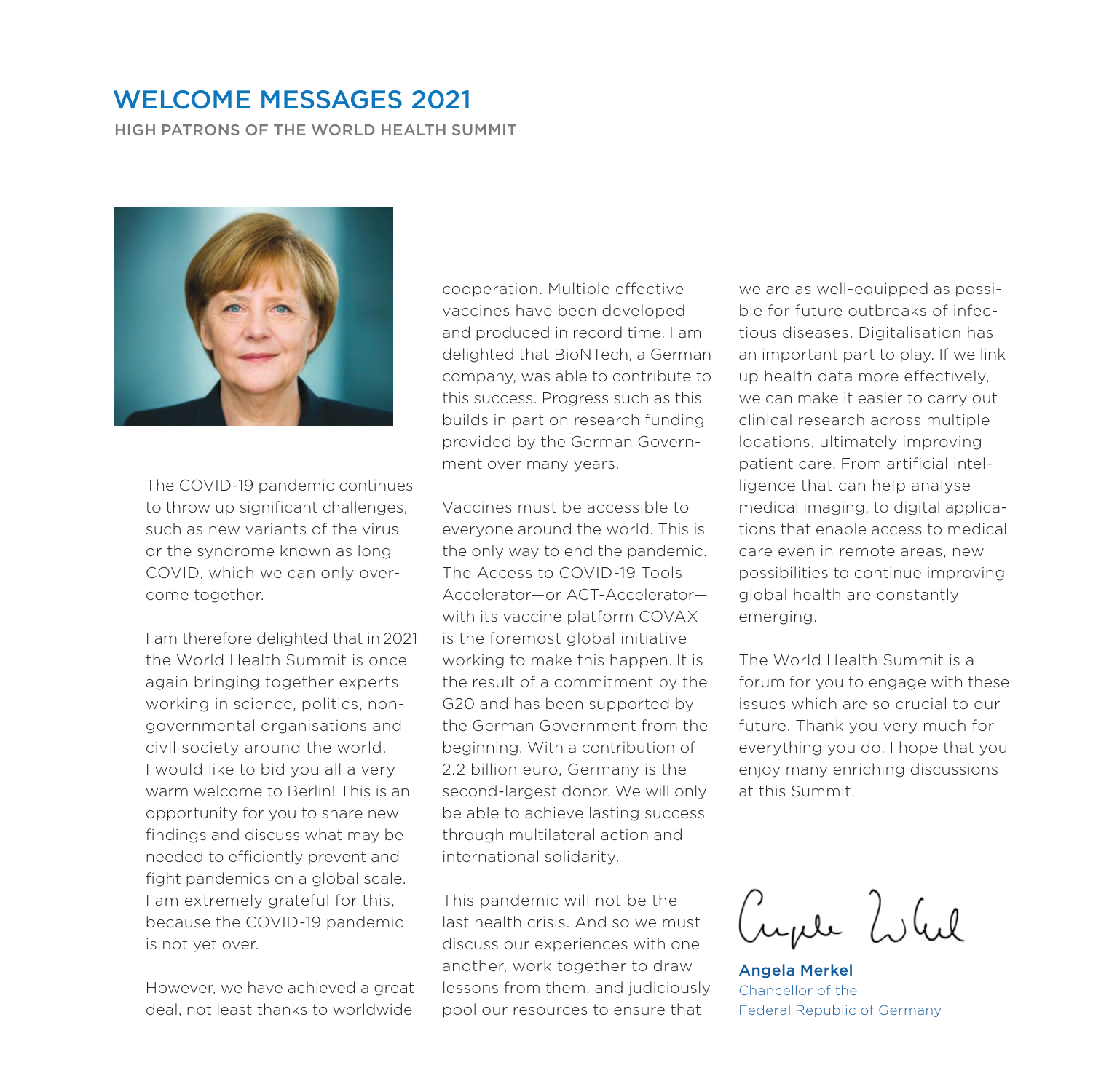# WELCOME MESSAGES 2021

HIGH PATRONS OF THE WORLD HEALTH SUMMIT

The COVID-19 pandemic continues to throw up significant challenges, such as new variants of the virus or the syndrome known as long COVID, which we can only overcome together.

I am therefore delighted that in 2021 the World Health Summit is once again bringing together experts working in science, politics, non-governmental organisations and civil society around the world. I would like to bid you all a very warm welcome to Berlin! This is an opportunity for you to share new findings and discuss what may be needed to efficiently prevent and fight pandemics on a global scale. I am extremely grateful for this, because the COVID-19 pandemic is not yet over.

However, we have achieved a great deal, not least thanks to worldwide cooperation. Multiple effective vaccines have been developed and produced in record time. I am delighted that BioNTech, a German company, was able to contribute to this success. Progress such as this builds in part on research funding provided by the German Government over many years.

Vaccines must be accessible to everyone around the world. This is the only way to end the pandemic. The Access to COVID-19 Tools Accelerator—or ACT-Accelerator—with its vaccine platform COVAX is the foremost global initiative working to make this happen. It is the result of a commitment by the G20 and has been supported by the German Government from the beginning. With a contribution of 2.2 billion euro, Germany is the second-largest donor. We will only be able to achieve lasting success through multilateral action and international solidarity.

This pandemic will not be the last health crisis. And so we must discuss our experiences with one another, work together to draw lessons from them, and judiciously pool our resources to ensure that we are as well-equipped as possible for future outbreaks of infectious diseases. Digitalisation has an important part to play. If we link up health data more effectively, we can make it easier to carry out clinical research across multiple locations, ultimately improving patient care. From artificial intelligence that can help analyse medical imaging, to digital applications that enable access to medical care even in remote areas, new possibilities to continue improving global health are constantly emerging.

The World Health Summit is a forum for you to engage with these issues which are so crucial to our future. Thank you very much for everything you do. I hope that you enjoy many enriching discussions at this Summit.

**Angela Merkel**
Chancellor of the
Federal Republic of Germany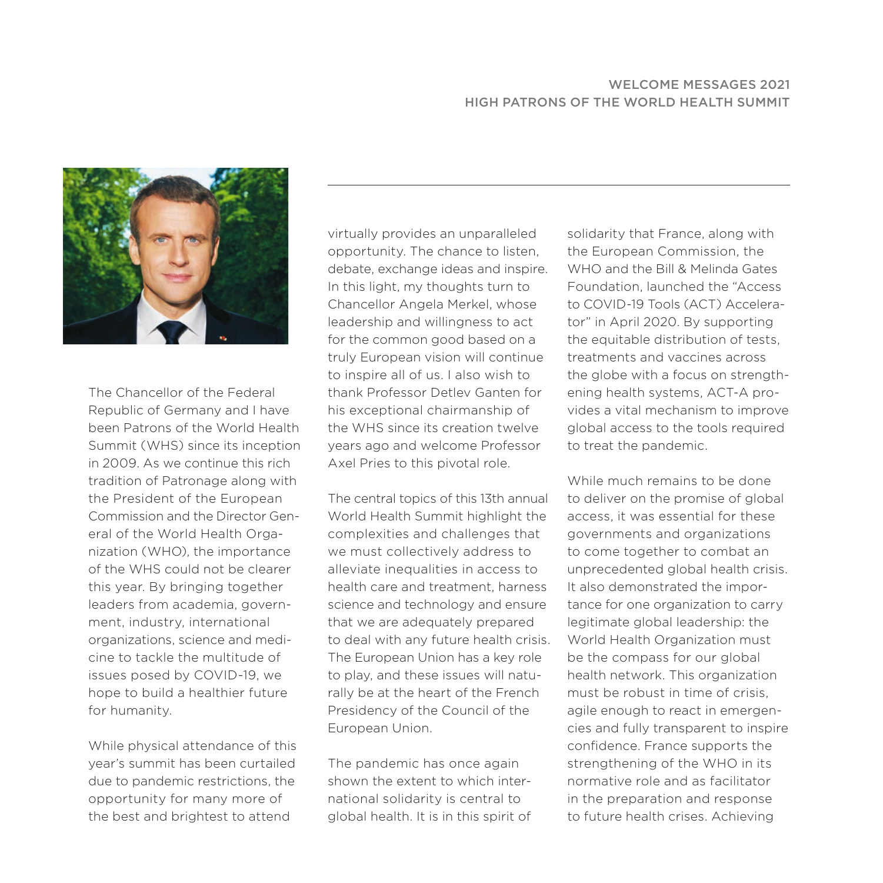# WELCOME MESSAGES 2021
## HIGH PATRONS OF THE WORLD HEALTH SUMMIT

The Chancellor of the Federal Republic of Germany and I have been Patrons of the World Health Summit (WHS) since its inception in 2009. As we continue this rich tradition of Patronage along with the President of the European Commission and the Director General of the World Health Organization (WHO), the importance of the WHS could not be clearer this year. By bringing together leaders from academia, government, industry, international organizations, science and medicine to tackle the multitude of issues posed by COVID-19, we hope to build a healthier future for humanity.

While physical attendance of this year's summit has been curtailed due to pandemic restrictions, the opportunity for many more of the best and brightest to attend virtually provides an unparalleled opportunity. The chance to listen, debate, exchange ideas and inspire. In this light, my thoughts turn to Chancellor Angela Merkel, whose leadership and willingness to act for the common good based on a truly European vision will continue to inspire all of us. I also wish to thank Professor Detlev Ganten for his exceptional chairmanship of the WHS since its creation twelve years ago and welcome Professor Axel Pries to this pivotal role.

The central topics of this 13th annual World Health Summit highlight the complexities and challenges that we must collectively address to alleviate inequalities in access to health care and treatment, harness science and technology and ensure that we are adequately prepared to deal with any future health crisis. The European Union has a key role to play, and these issues will naturally be at the heart of the French Presidency of the Council of the European Union.

The pandemic has once again shown the extent to which international solidarity is central to global health. It is in this spirit of solidarity that France, along with the European Commission, the WHO and the Bill & Melinda Gates Foundation, launched the "Access to COVID-19 Tools (ACT) Accelerator" in April 2020. By supporting the equitable distribution of tests, treatments and vaccines across the globe with a focus on strengthening health systems, ACT-A provides a vital mechanism to improve global access to the tools required to treat the pandemic.

While much remains to be done to deliver on the promise of global access, it was essential for these governments and organizations to come together to combat an unprecedented global health crisis. It also demonstrated the importance for one organization to carry legitimate global leadership: the World Health Organization must be the compass for our global health network. This organization must be robust in time of crisis, agile enough to react in emergencies and fully transparent to inspire confidence. France supports the strengthening of the WHO in its normative role and as facilitator in the preparation and response to future health crises. Achieving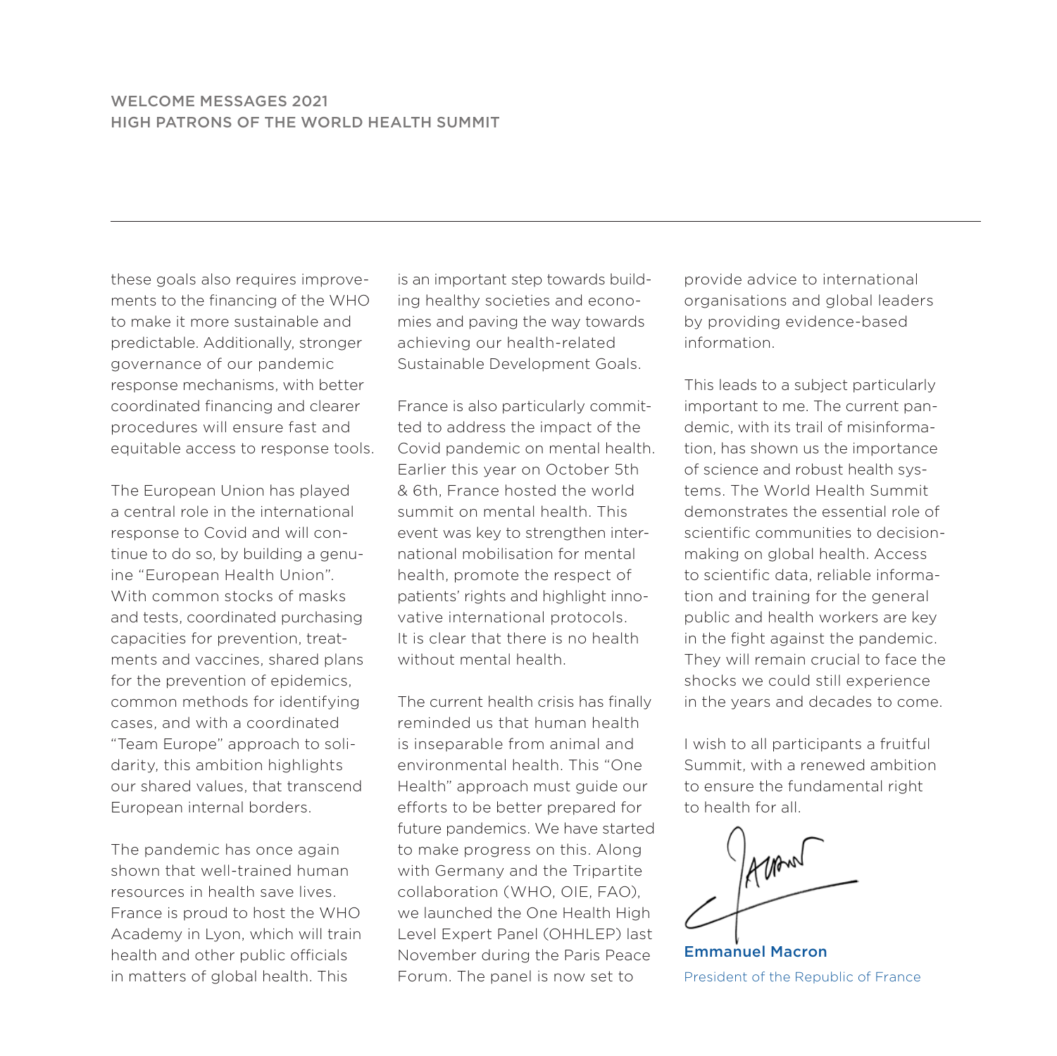these goals also requires improvements to the financing of the WHO to make it more sustainable and predictable. Additionally, stronger governance of our pandemic response mechanisms, with better coordinated financing and clearer procedures will ensure fast and equitable access to response tools.

The European Union has played a central role in the international response to Covid and will continue to do so, by building a genuine "European Health Union". With common stocks of masks and tests, coordinated purchasing capacities for prevention, treatments and vaccines, shared plans for the prevention of epidemics, common methods for identifying cases, and with a coordinated "Team Europe" approach to solidarity, this ambition highlights our shared values, that transcend European internal borders.

The pandemic has once again shown that well-trained human resources in health save lives. France is proud to host the WHO Academy in Lyon, which will train health and other public officials in matters of global health. This is an important step towards building healthy societies and economies and paving the way towards achieving our health-related Sustainable Development Goals.

France is also particularly committed to address the impact of the Covid pandemic on mental health. Earlier this year on October 5th & 6th, France hosted the world summit on mental health. This event was key to strengthen international mobilisation for mental health, promote the respect of patients' rights and highlight innovative international protocols. It is clear that there is no health without mental health.

The current health crisis has finally reminded us that human health is inseparable from animal and environmental health. This "One Health" approach must guide our efforts to be better prepared for future pandemics. We have started to make progress on this. Along with Germany and the Tripartite collaboration (WHO, OIE, FAO), we launched the One Health High Level Expert Panel (OHHLEP) last November during the Paris Peace Forum. The panel is now set to provide advice to international organisations and global leaders by providing evidence-based information.

This leads to a subject particularly important to me. The current pandemic, with its trail of misinformation, has shown us the importance of science and robust health systems. The World Health Summit demonstrates the essential role of scientific communities to decision-making on global health. Access to scientific data, reliable information and training for the general public and health workers are key in the fight against the pandemic. They will remain crucial to face the shocks we could still experience in the years and decades to come.

I wish to all participants a fruitful Summit, with a renewed ambition to ensure the fundamental right to health for all.

**Emmanuel Macron**
President of the Republic of France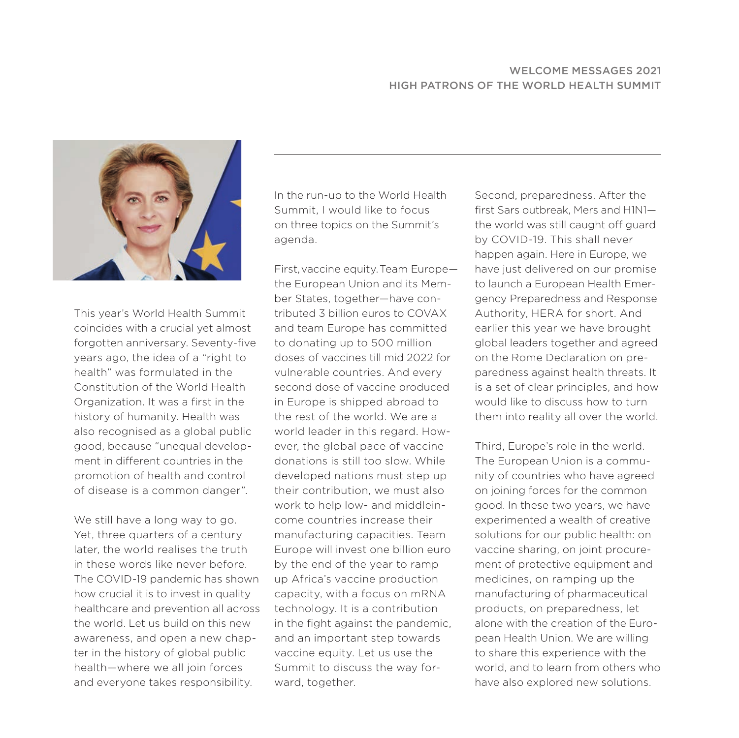This year's World Health Summit coincides with a crucial yet almost forgotten anniversary. Seventy-five years ago, the idea of a "right to health" was formulated in the Constitution of the World Health Organization. It was a first in the history of humanity. Health was also recognised as a global public good, because "unequal development in different countries in the promotion of health and control of disease is a common danger".

We still have a long way to go. Yet, three quarters of a century later, the world realises the truth in these words like never before. The COVID-19 pandemic has shown how crucial it is to invest in quality healthcare and prevention all across the world. Let us build on this new awareness, and open a new chapter in the history of global public health—where we all join forces and everyone takes responsibility.

In the run-up to the World Health Summit, I would like to focus on three topics on the Summit's agenda.

First, vaccine equity. Team Europe—the European Union and its Member States, together—have contributed 3 billion euros to COVAX and team Europe has committed to donating up to 500 million doses of vaccines till mid 2022 for vulnerable countries. And every second dose of vaccine produced in Europe is shipped abroad to the rest of the world. We are a world leader in this regard. However, the global pace of vaccine donations is still too slow. While developed nations must step up their contribution, we must also work to help low- and middleincome countries increase their manufacturing capacities. Team Europe will invest one billion euro by the end of the year to ramp up Africa's vaccine production capacity, with a focus on mRNA technology. It is a contribution in the fight against the pandemic, and an important step towards vaccine equity. Let us use the Summit to discuss the way forward, together.

Second, preparedness. After the first Sars outbreak, Mers and H1N1—the world was still caught off guard by COVID-19. This shall never happen again. Here in Europe, we have just delivered on our promise to launch a European Health Emergency Preparedness and Response Authority, HERA for short. And earlier this year we have brought global leaders together and agreed on the Rome Declaration on preparedness against health threats. It is a set of clear principles, and how would like to discuss how to turn them into reality all over the world.

Third, Europe's role in the world. The European Union is a community of countries who have agreed on joining forces for the common good. In these two years, we have experimented a wealth of creative solutions for our public health: on vaccine sharing, on joint procurement of protective equipment and medicines, on ramping up the manufacturing of pharmaceutical products, on preparedness, let alone with the creation of the European Health Union. We are willing to share this experience with the world, and to learn from others who have also explored new solutions.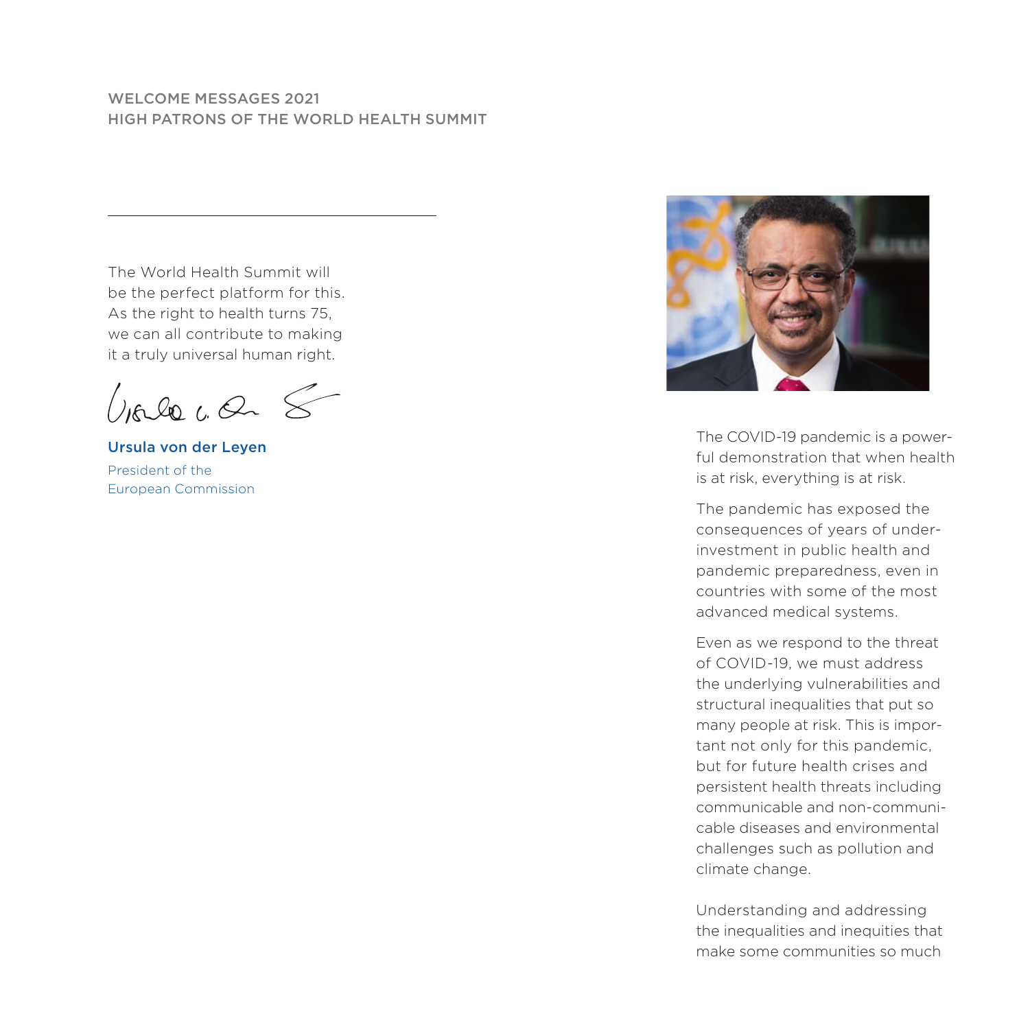WELCOME MESSAGES 2021
HIGH PATRONS OF THE WORLD HEALTH SUMMIT

The World Health Summit will be the perfect platform for this. As the right to health turns 75, we can all contribute to making it a truly universal human right.

**Ursula von der Leyen**
President of the European Commission

The COVID-19 pandemic is a powerful demonstration that when health is at risk, everything is at risk.

The pandemic has exposed the consequences of years of underinvestment in public health and pandemic preparedness, even in countries with some of the most advanced medical systems.

Even as we respond to the threat of COVID-19, we must address the underlying vulnerabilities and structural inequalities that put so many people at risk. This is important not only for this pandemic, but for future health crises and persistent health threats including communicable and non-communicable diseases and environmental challenges such as pollution and climate change.

Understanding and addressing the inequalities and inequities that make some communities so much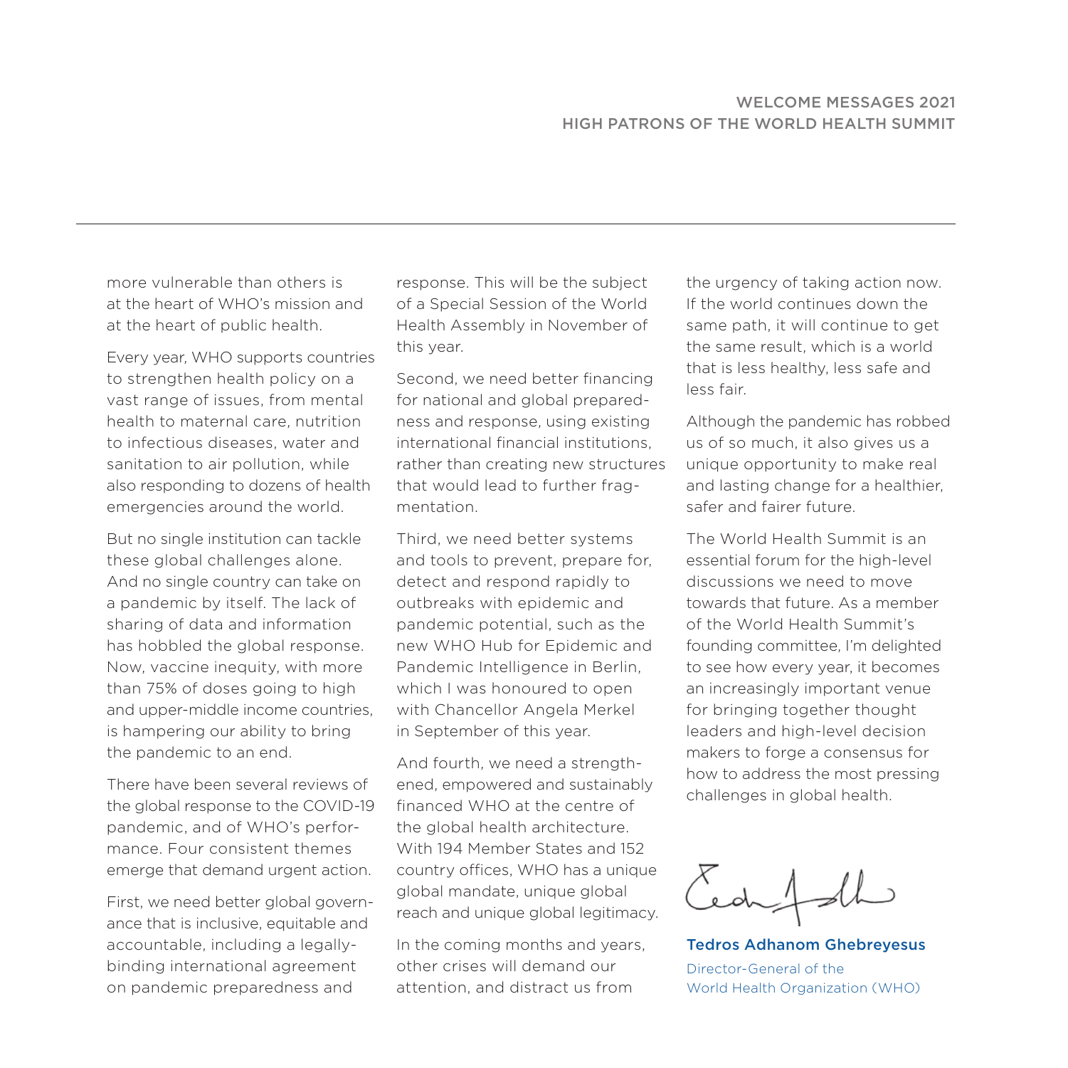more vulnerable than others is at the heart of WHO's mission and at the heart of public health.

Every year, WHO supports countries to strengthen health policy on a vast range of issues, from mental health to maternal care, nutrition to infectious diseases, water and sanitation to air pollution, while also responding to dozens of health emergencies around the world.

But no single institution can tackle these global challenges alone. And no single country can take on a pandemic by itself. The lack of sharing of data and information has hobbled the global response. Now, vaccine inequity, with more than 75% of doses going to high and upper-middle income countries, is hampering our ability to bring the pandemic to an end.

There have been several reviews of the global response to the COVID-19 pandemic, and of WHO's performance. Four consistent themes emerge that demand urgent action.

First, we need better global governance that is inclusive, equitable and accountable, including a legally-binding international agreement on pandemic preparedness and response. This will be the subject of a Special Session of the World Health Assembly in November of this year.

Second, we need better financing for national and global preparedness and response, using existing international financial institutions, rather than creating new structures that would lead to further fragmentation.

Third, we need better systems and tools to prevent, prepare for, detect and respond rapidly to outbreaks with epidemic and pandemic potential, such as the new WHO Hub for Epidemic and Pandemic Intelligence in Berlin, which I was honoured to open with Chancellor Angela Merkel in September of this year.

And fourth, we need a strengthened, empowered and sustainably financed WHO at the centre of the global health architecture. With 194 Member States and 152 country offices, WHO has a unique global mandate, unique global reach and unique global legitimacy.

In the coming months and years, other crises will demand our attention, and distract us from the urgency of taking action now. If the world continues down the same path, it will continue to get the same result, which is a world that is less healthy, less safe and less fair.

Although the pandemic has robbed us of so much, it also gives us a unique opportunity to make real and lasting change for a healthier, safer and fairer future.

The World Health Summit is an essential forum for the high-level discussions we need to move towards that future. As a member of the World Health Summit's founding committee, I'm delighted to see how every year, it becomes an increasingly important venue for bringing together thought leaders and high-level decision makers to forge a consensus for how to address the most pressing challenges in global health.

**Tedros Adhanom Ghebreyesus**
Director-General of the
World Health Organization (WHO)